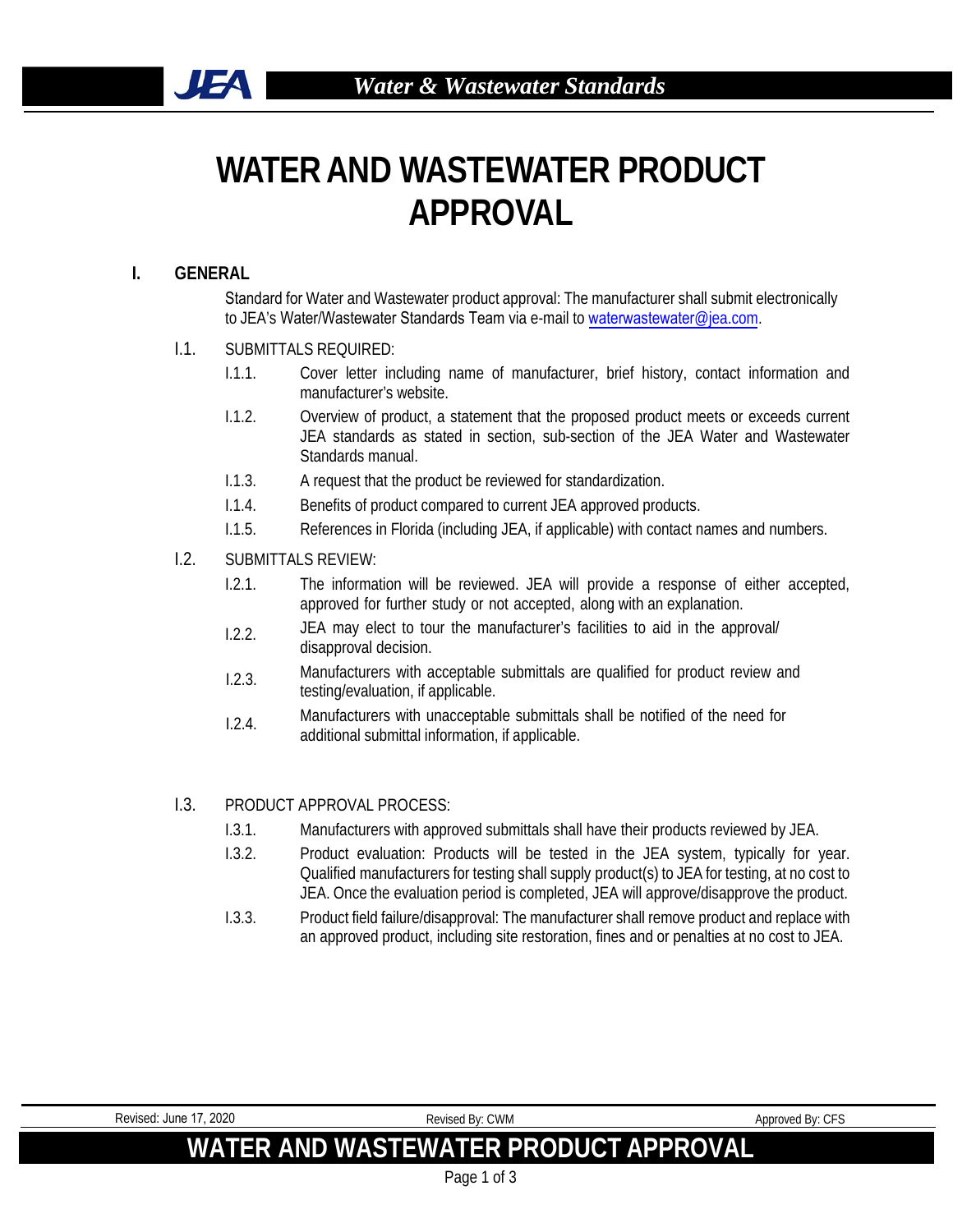# WATER AND WASTEWATER PRODUCT APPROVAL

## I. GENERAL

Standard for Water and Wastewater product approval: The manufacturer shall submit electronically to JEA's Water/Wastewater Standards Team via e-mail to waterwastewater@jea.com.

### I.1. SUBMITTALS REQUIRED:

- I.1.1. Cover letter including name of manufacturer, brief history, contact information and manufacturer's website.
- I.1.2. Overview of product, a statement that the proposed product meets or exceeds current JEA standards as stated in section, sub-section of the JEA Water and Wastewater Standards manual.
- I.1.3. A request that the product be reviewed for standardization.
- I.1.4. Benefits of product compared to current JEA approved products.
- I.1.5. References in Florida (including JEA, if applicable) with contact names and numbers.

### I.2. SUBMITTALS REVIEW:

- I.2.1. The information will be reviewed. JEA will provide a response of either accepted, approved for further study or not accepted, along with an explanation.
- I.2.2. JEA may elect to tour the manufacturer's facilities to aid in the approval/ disapproval decision.
- I.2.3. Manufacturers with acceptable submittals are qualified for product review and testing/evaluation, if applicable.
- I.2.4. Manufacturers with unacceptable submittals shall be notified of the need for additional submittal information, if applicable.

### I.3. PRODUCT APPROVAL PROCESS:

- I.3.1. Manufacturers with approved submittals shall have their products reviewed by JEA.
- I.3.2. Product evaluation: Products will be tested in the JEA system, typically for year. Qualified manufacturers for testing shall supply product(s) to JEA for testing, at no cost to JEA. Once the evaluation period is completed, JEA will approve/disapprove the product.
- I.3.3. Product field failure/disapproval: The manufacturer shall remove product and replace with an approved product, including site restoration, fines and or penalties at no cost to JEA.

Revised: June 17, 2020 | Revised By: CWM | Approved By: CFS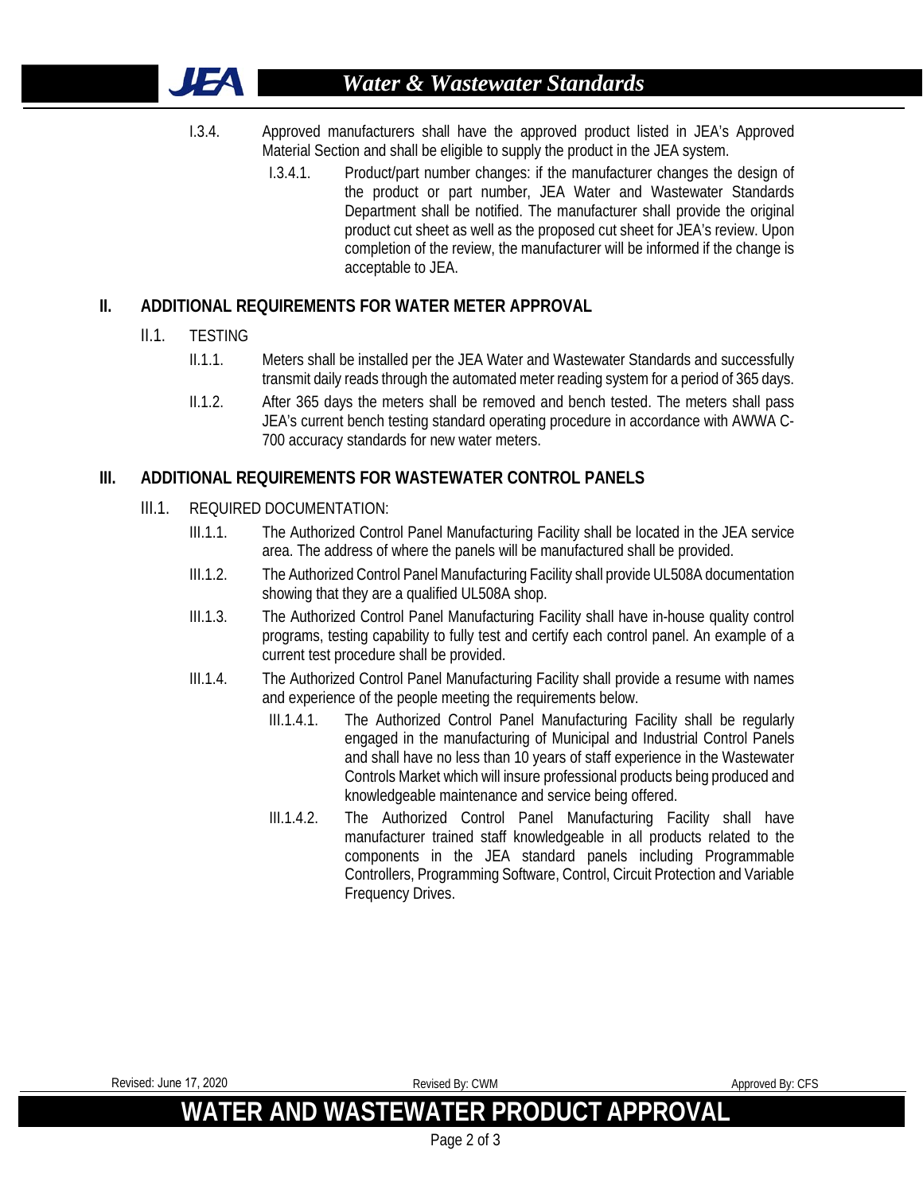I.3.4. Approved manufacturers shall have the approved product listed in JEA's Approved Material Section and shall be eligible to supply the product in the JEA system.

I.3.4.1. Product/part number changes: if the manufacturer changes the design of the product or part number, JEA Water and Wastewater Standards Department shall be notified. The manufacturer shall provide the original product cut sheet as well as the proposed cut sheet for JEA's review. Upon completion of the review, the manufacturer will be informed if the change is acceptable to JEA.

## II. ADDITIONAL REQUIREMENTS FOR WATER METER APPROVAL

### II.1. TESTING

II.1.1. Meters shall be installed per the JEA Water and Wastewater Standards and successfully transmit daily reads through the automated meter reading system for a period of 365 days.

II.1.2. After 365 days the meters shall be removed and bench tested. The meters shall pass JEA's current bench testing standard operating procedure in accordance with AWWA C-700 accuracy standards for new water meters.

## III. ADDITIONAL REQUIREMENTS FOR WASTEWATER CONTROL PANELS

### III.1. REQUIRED DOCUMENTATION:

III.1.1. The Authorized Control Panel Manufacturing Facility shall be located in the JEA service area. The address of where the panels will be manufactured shall be provided.

III.1.2. The Authorized Control Panel Manufacturing Facility shall provide UL508A documentation showing that they are a qualified UL508A shop.

III.1.3. The Authorized Control Panel Manufacturing Facility shall have in-house quality control programs, testing capability to fully test and certify each control panel. An example of a current test procedure shall be provided.

III.1.4. The Authorized Control Panel Manufacturing Facility shall provide a resume with names and experience of the people meeting the requirements below.

III.1.4.1. The Authorized Control Panel Manufacturing Facility shall be regularly engaged in the manufacturing of Municipal and Industrial Control Panels and shall have no less than 10 years of staff experience in the Wastewater Controls Market which will insure professional products being produced and knowledgeable maintenance and service being offered.

III.1.4.2. The Authorized Control Panel Manufacturing Facility shall have manufacturer trained staff knowledgeable in all products related to the components in the JEA standard panels including Programmable Controllers, Programming Software, Control, Circuit Protection and Variable Frequency Drives.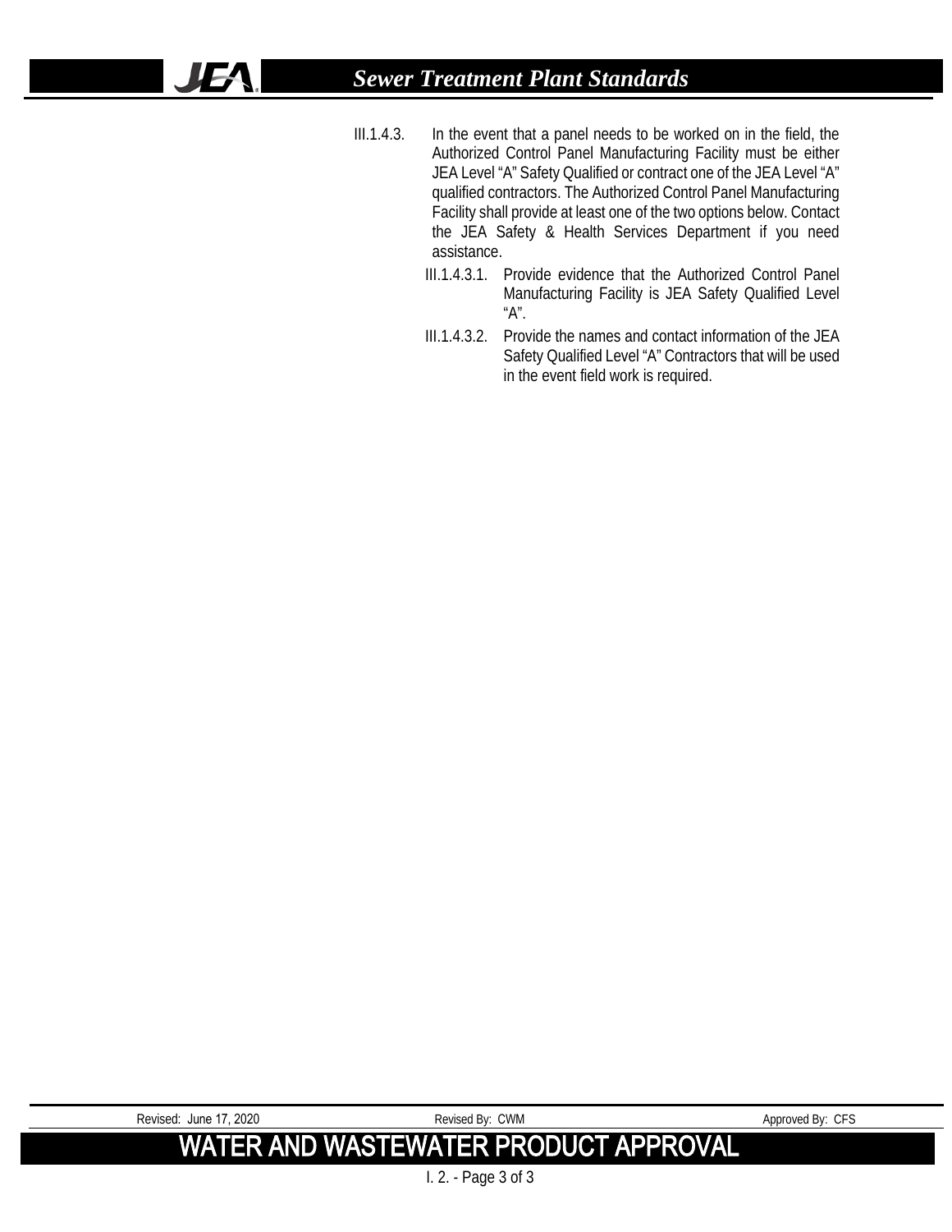III.1.4.3. In the event that a panel needs to be worked on in the field, the Authorized Control Panel Manufacturing Facility must be either JEA Level "A" Safety Qualified or contract one of the JEA Level "A" qualified contractors. The Authorized Control Panel Manufacturing Facility shall provide at least one of the two options below. Contact the JEA Safety & Health Services Department if you need assistance.

- III.1.4.3.1. Provide evidence that the Authorized Control Panel Manufacturing Facility is JEA Safety Qualified Level "A".
- III.1.4.3.2. Provide the names and contact information of the JEA Safety Qualified Level "A" Contractors that will be used in the event field work is required.